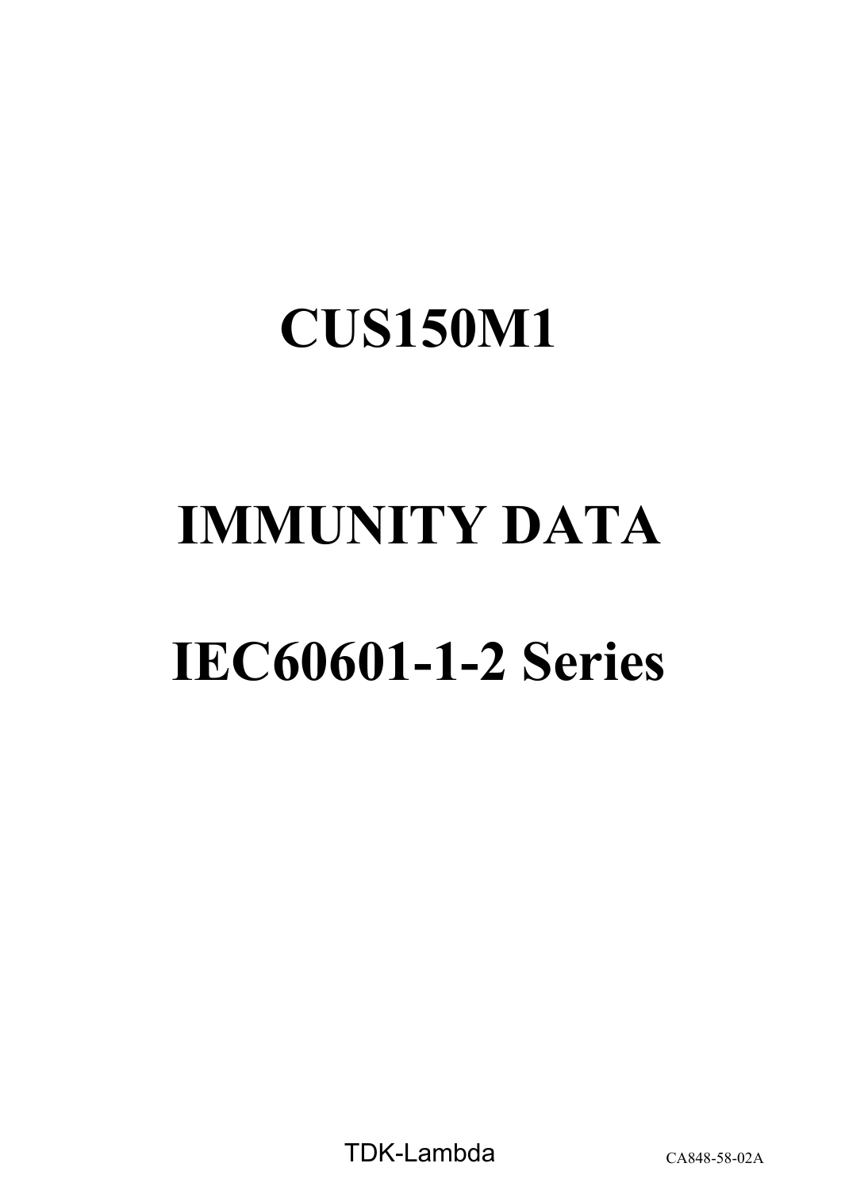# CUS150M1

# IMMUNITY DATA

# IEC60601-1-2 Series

TDK-Lambda

CA848-58-02A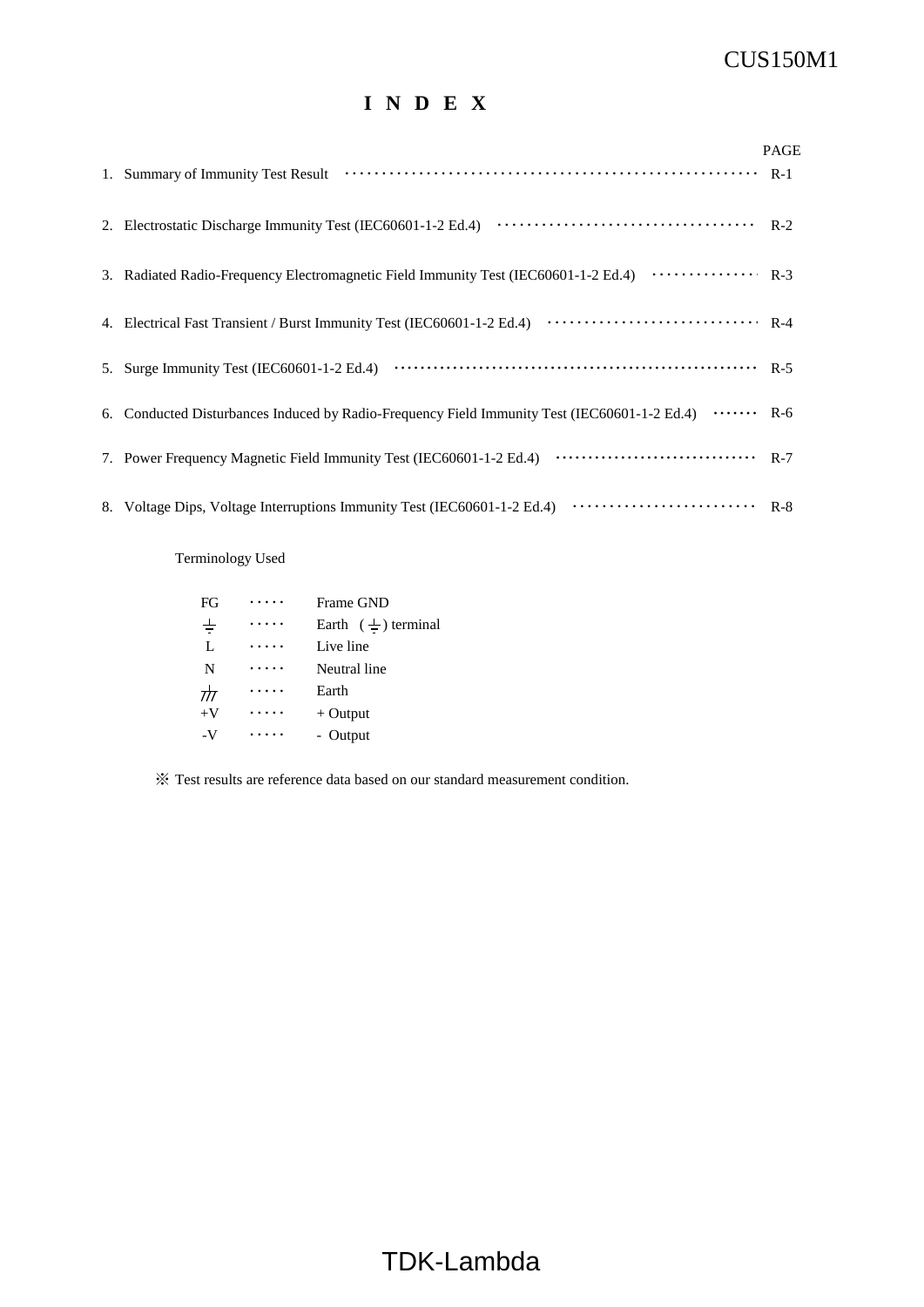# I N D E X

| | PAGE |
|---|---|
| 1. Summary of Immunity Test Result | R-1 |
| 2. Electrostatic Discharge Immunity Test (IEC60601-1-2 Ed.4) | R-2 |
| 3. Radiated Radio-Frequency Electromagnetic Field Immunity Test (IEC60601-1-2 Ed.4) | R-3 |
| 4. Electrical Fast Transient / Burst Immunity Test (IEC60601-1-2 Ed.4) | R-4 |
| 5. Surge Immunity Test (IEC60601-1-2 Ed.4) | R-5 |
| 6. Conducted Disturbances Induced by Radio-Frequency Field Immunity Test (IEC60601-1-2 Ed.4) | R-6 |
| 7. Power Frequency Magnetic Field Immunity Test (IEC60601-1-2 Ed.4) | R-7 |
| 8. Voltage Dips, Voltage Interruptions Immunity Test (IEC60601-1-2 Ed.4) | R-8 |

Terminology Used

| | | |
|---|---|---|
| FG | ····· | Frame GND |
| ⏚ | ····· | Earth ( ⏚ ) terminal |
| L | ····· | Live line |
| N | ····· | Neutral line |
| ⊥ (chassis) | ····· | Earth |
| +V | ····· | + Output |
| -V | ····· | - Output |

※ Test results are reference data based on our standard measurement condition.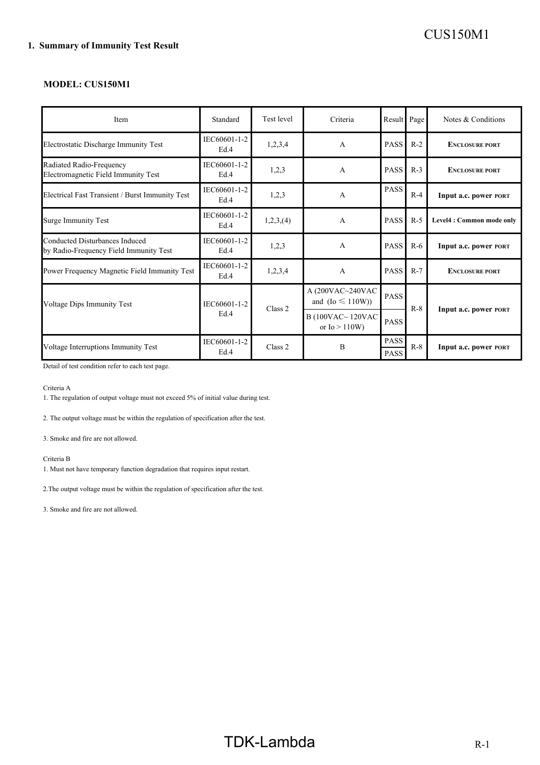## 1. Summary of Immunity Test Result

**MODEL: CUS150M1**

| Item | Standard | Test level | Criteria | Result | Page | Notes & Conditions |
|---|---|---|---|---|---|---|
| Electrostatic Discharge Immunity Test | IEC60601-1-2 Ed.4 | 1,2,3,4 | A | PASS | R-2 | **ENCLOSURE PORT** |
| Radiated Radio-Frequency Electromagnetic Field Immunity Test | IEC60601-1-2 Ed.4 | 1,2,3 | A | PASS | R-3 | **ENCLOSURE PORT** |
| Electrical Fast Transient / Burst Immunity Test | IEC60601-1-2 Ed.4 | 1,2,3 | A | PASS | R-4 | **Input a.c. power PORT** |
| Surge Immunity Test | IEC60601-1-2 Ed.4 | 1,2,3,(4) | A | PASS | R-5 | **Level4 : Common mode only** |
| Conducted Disturbances Induced by Radio-Frequency Field Immunity Test | IEC60601-1-2 Ed.4 | 1,2,3 | A | PASS | R-6 | **Input a.c. power PORT** |
| Power Frequency Magnetic Field Immunity Test | IEC60601-1-2 Ed.4 | 1,2,3,4 | A | PASS | R-7 | **ENCLOSURE PORT** |
| Voltage Dips Immunity Test | IEC60601-1-2 Ed.4 | Class 2 | A (200VAC~240VAC and (Io ≦ 110W)) | PASS | R-8 | **Input a.c. power PORT** |
| | | | B (100VAC~ 120VAC or Io > 110W) | PASS | | |
| Voltage Interruptions Immunity Test | IEC60601-1-2 Ed.4 | Class 2 | B | PASS | R-8 | **Input a.c. power PORT** |
| | | | | PASS | | |

Detail of test condition refer to each test page.

Criteria A

1. The regulation of output voltage must not exceed 5% of initial value during test.

2. The output voltage must be within the regulation of specification after the test.

3. Smoke and fire are not allowed.

Criteria B

1. Must not have temporary function degradation that requires input restart.

2. The output voltage must be within the regulation of specification after the test.

3. Smoke and fire are not allowed.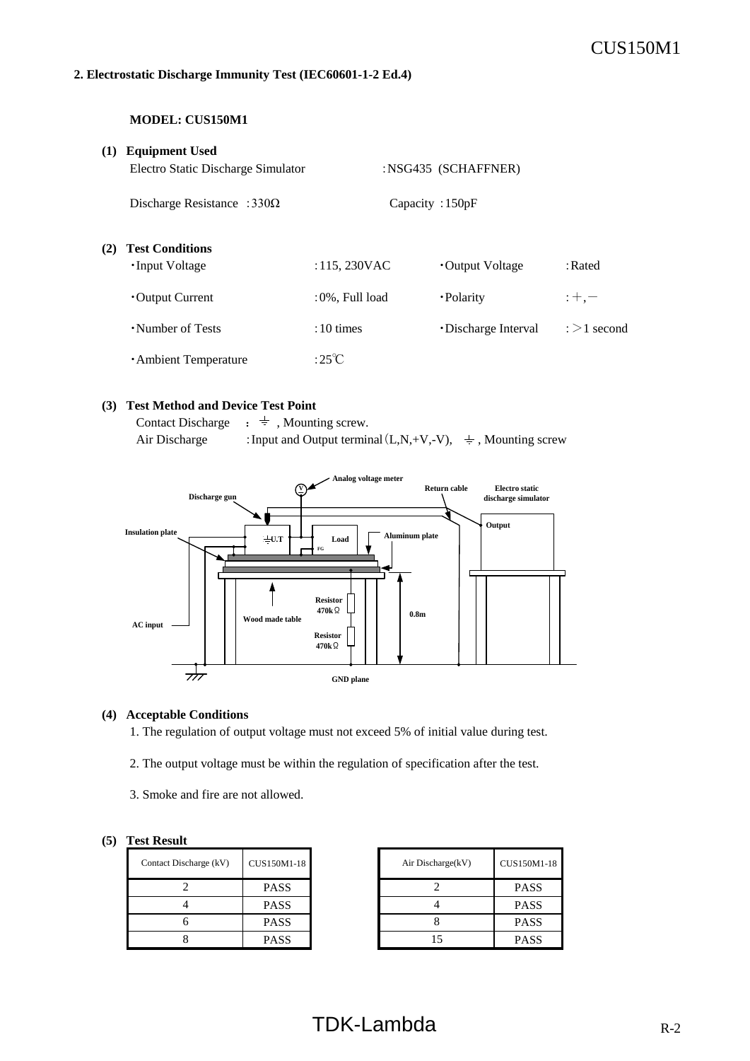## 2. Electrostatic Discharge Immunity Test (IEC60601-1-2 Ed.4)

**MODEL: CUS150M1**

**(1) Equipment Used**

Electro Static Discharge Simulator : NSG435 (SCHAFFNER)

Discharge Resistance : 330Ω    Capacity : 150pF

**(2) Test Conditions**

- Input Voltage : 115, 230VAC
- Output Voltage : Rated
- Output Current : 0%, Full load
- Polarity : +, −
- Number of Tests : 10 times
- Discharge Interval : >1 second
- Ambient Temperature : 25℃

**(3) Test Method and Device Test Point**

Contact Discharge : ⏚ , Mounting screw.

Air Discharge : Input and Output terminal (L,N,+V,-V), ⏚ , Mounting screw

Analog voltage meter
Discharge gun
Return cable
Electro static discharge simulator
Output
Insulation plate
⏚U.T
Load
FG
Aluminum plate
Resistor 470kΩ
Wood made table
0.8m
AC input
Resistor 470kΩ
GND plane

**(4) Acceptable Conditions**

1. The regulation of output voltage must not exceed 5% of initial value during test.
2. The output voltage must be within the regulation of specification after the test.
3. Smoke and fire are not allowed.

**(5) Test Result**

| Contact Discharge (kV) | CUS150M1-18 |
|---|---|
| 2 | PASS |
| 4 | PASS |
| 6 | PASS |
| 8 | PASS |

| Air Discharge(kV) | CUS150M1-18 |
|---|---|
| 2 | PASS |
| 4 | PASS |
| 8 | PASS |
| 15 | PASS |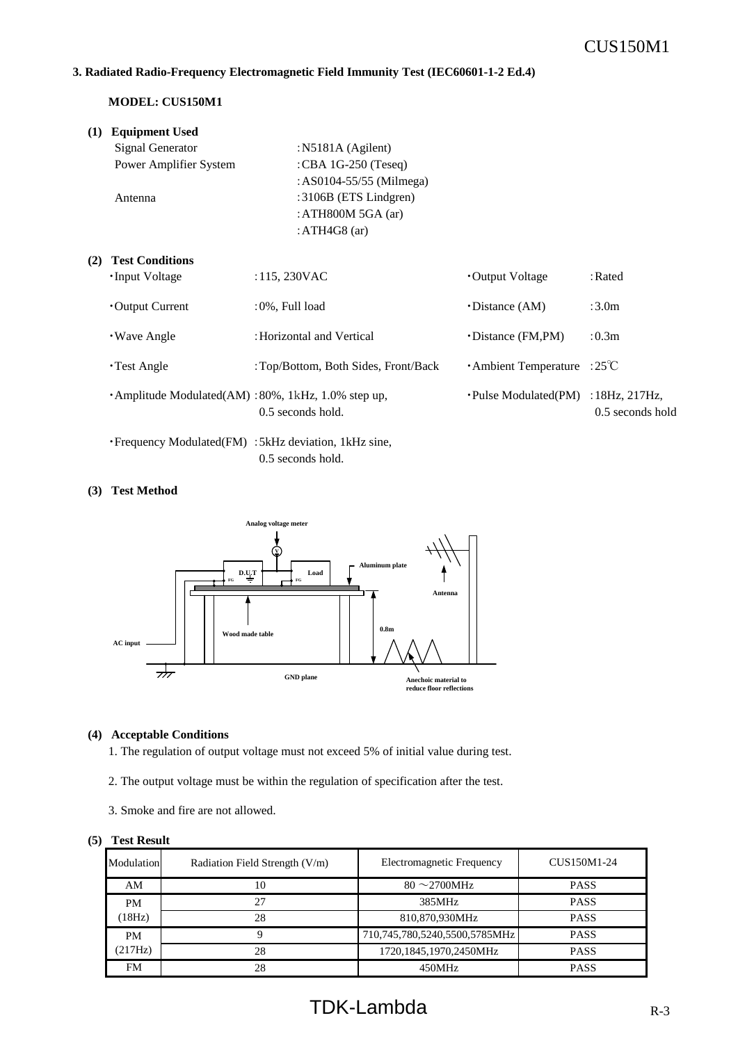### 3. Radiated Radio-Frequency Electromagnetic Field Immunity Test (IEC60601-1-2 Ed.4)

**MODEL: CUS150M1**

**(1) Equipment Used**

| | |
|---|---|
| Signal Generator | :N5181A (Agilent) |
| Power Amplifier System | :CBA 1G-250 (Teseq) |
| | :AS0104-55/55 (Milmega) |
| Antenna | :3106B (ETS Lindgren) |
| | :ATH800M 5GA (ar) |
| | :ATH4G8 (ar) |

**(2) Test Conditions**

- ・Input Voltage :115, 230VAC
- ・Output Voltage :Rated
- ・Output Current :0%, Full load
- ・Distance (AM) :3.0m
- ・Wave Angle :Horizontal and Vertical
- ・Distance (FM,PM) :0.3m
- ・Test Angle :Top/Bottom, Both Sides, Front/Back
- ・Ambient Temperature :25℃
- ・Amplitude Modulated(AM) :80%, 1kHz, 1.0% step up, 0.5 seconds hold.
- ・Pulse Modulated(PM) :18Hz, 217Hz, 0.5 seconds hold
- ・Frequency Modulated(FM) :5kHz deviation, 1kHz sine, 0.5 seconds hold.

**(3) Test Method**

Analog voltage meter, D.U.T, Load, FG, Aluminum plate, Antenna, Wood made table, 0.8m, AC input, GND plane, Anechoic material to reduce floor reflections

**(4) Acceptable Conditions**

1. The regulation of output voltage must not exceed 5% of initial value during test.
2. The output voltage must be within the regulation of specification after the test.
3. Smoke and fire are not allowed.

**(5) Test Result**

| Modulation | Radiation Field Strength (V/m) | Electromagnetic Frequency | CUS150M1-24 |
|---|---|---|---|
| AM | 10 | 80 ～2700MHz | PASS |
| PM (18Hz) | 27 | 385MHz | PASS |
| | 28 | 810,870,930MHz | PASS |
| PM (217Hz) | 9 | 710,745,780,5240,5500,5785MHz | PASS |
| | 28 | 1720,1845,1970,2450MHz | PASS |
| FM | 28 | 450MHz | PASS |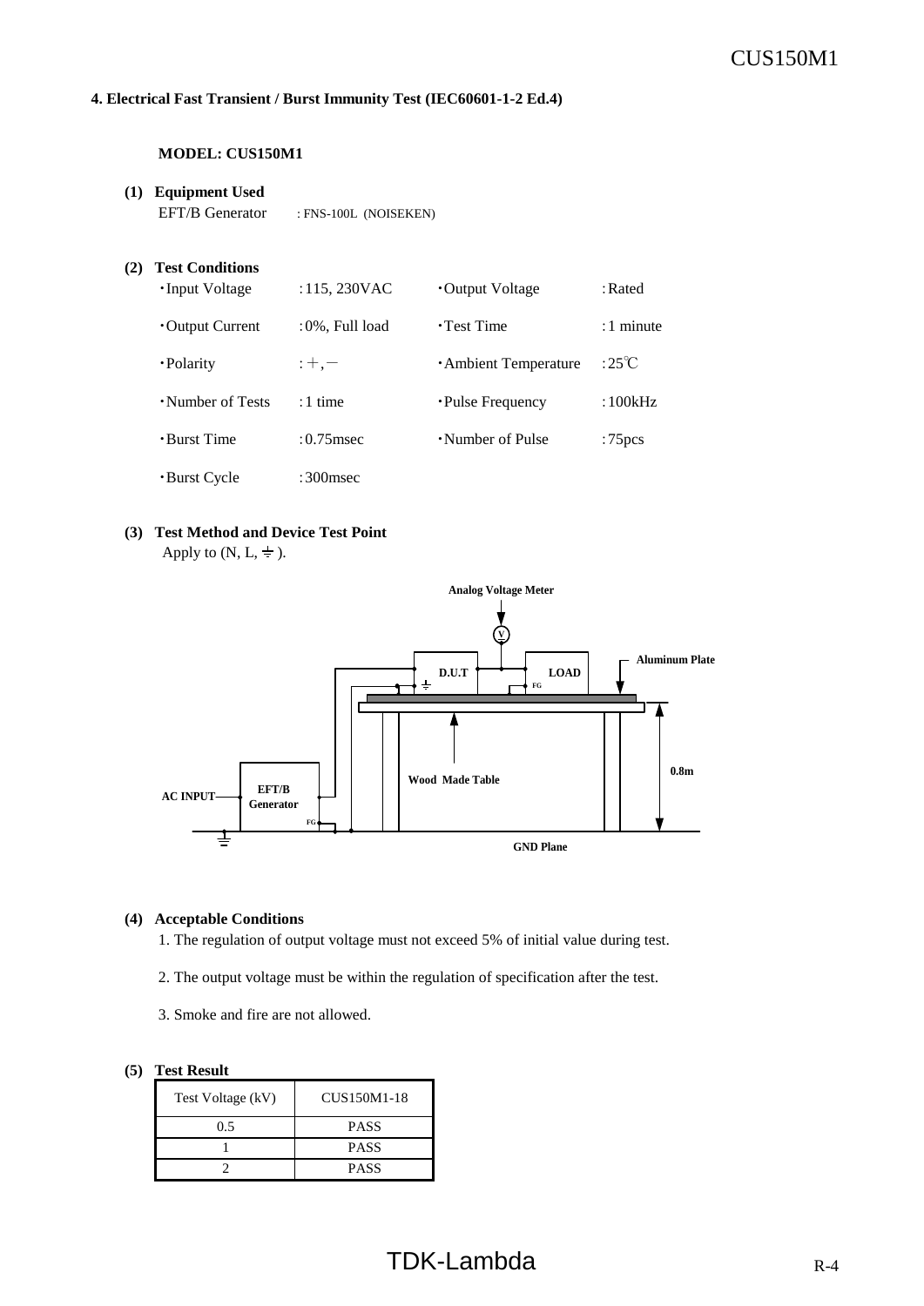### 4. Electrical Fast Transient / Burst Immunity Test (IEC60601-1-2 Ed.4)

**MODEL: CUS150M1**

**(1) Equipment Used**

EFT/B Generator : FNS-100L (NOISEKEN)

**(2) Test Conditions**

| | | | |
|---|---|---|---|
| ・Input Voltage | : 115, 230VAC | ・Output Voltage | : Rated |
| ・Output Current | : 0%, Full load | ・Test Time | : 1 minute |
| ・Polarity | : +, − | ・Ambient Temperature | : 25℃ |
| ・Number of Tests | : 1 time | ・Pulse Frequency | : 100kHz |
| ・Burst Time | : 0.75msec | ・Number of Pulse | : 75pcs |
| ・Burst Cycle | : 300msec | | |

**(3) Test Method and Device Test Point**

Apply to (N, L, ⏚ ).

Analog Voltage Meter

D.U.T

LOAD

FG

Aluminum Plate

0.8m

Wood Made Table

AC INPUT

EFT/B Generator

FG

GND Plane

**(4) Acceptable Conditions**

1. The regulation of output voltage must not exceed 5% of initial value during test.
2. The output voltage must be within the regulation of specification after the test.
3. Smoke and fire are not allowed.

**(5) Test Result**

| Test Voltage (kV) | CUS150M1-18 |
|---|---|
| 0.5 | PASS |
| 1 | PASS |
| 2 | PASS |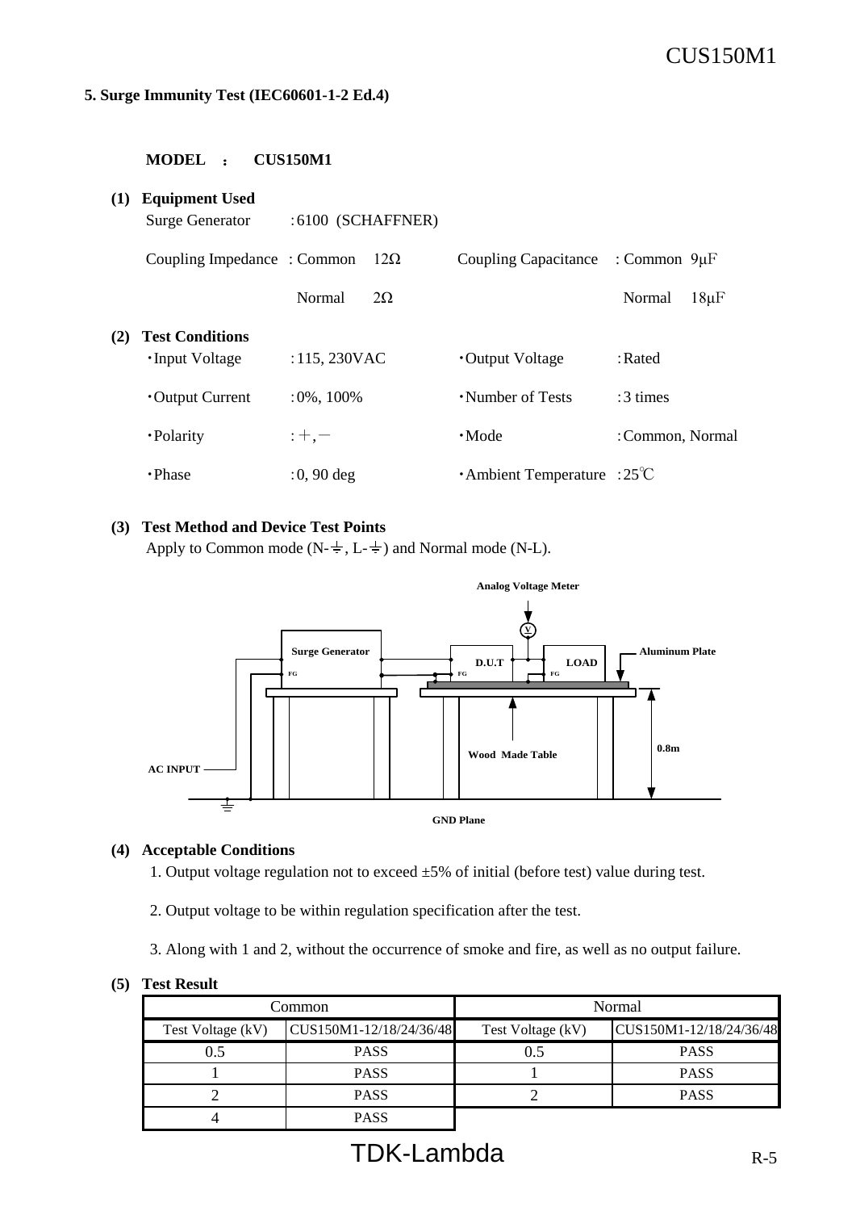## 5. Surge Immunity Test (IEC60601-1-2 Ed.4)

**MODEL ： CUS150M1**

**(1) Equipment Used**

Surge Generator : 6100 (SCHAFFNER)

Coupling Impedance : Common 12Ω　　Coupling Capacitance : Common 9μF

Normal 2Ω　　Normal 18μF

**(2) Test Conditions**

- ・Input Voltage : 115, 230VAC
- ・Output Voltage : Rated
- ・Output Current : 0%, 100%
- ・Number of Tests : 3 times
- ・Polarity : ＋, －
- ・Mode : Common, Normal
- ・Phase : 0, 90 deg
- ・Ambient Temperature : 25℃

**(3) Test Method and Device Test Points**

Apply to Common mode (N-⏚, L-⏚) and Normal mode (N-L).

Analog Voltage Meter

Surge Generator　FG　D.U.T　FG　LOAD　FG　Aluminum Plate

AC INPUT　Wood Made Table　0.8m

GND Plane

**(4) Acceptable Conditions**

1. Output voltage regulation not to exceed ±5% of initial (before test) value during test.
2. Output voltage to be within regulation specification after the test.
3. Along with 1 and 2, without the occurrence of smoke and fire, as well as no output failure.

**(5) Test Result**

| Common | | Normal | |
|---|---|---|---|
| Test Voltage (kV) | CUS150M1-12/18/24/36/48 | Test Voltage (kV) | CUS150M1-12/18/24/36/48 |
| 0.5 | PASS | 0.5 | PASS |
| 1 | PASS | 1 | PASS |
| 2 | PASS | 2 | PASS |
| 4 | PASS | | |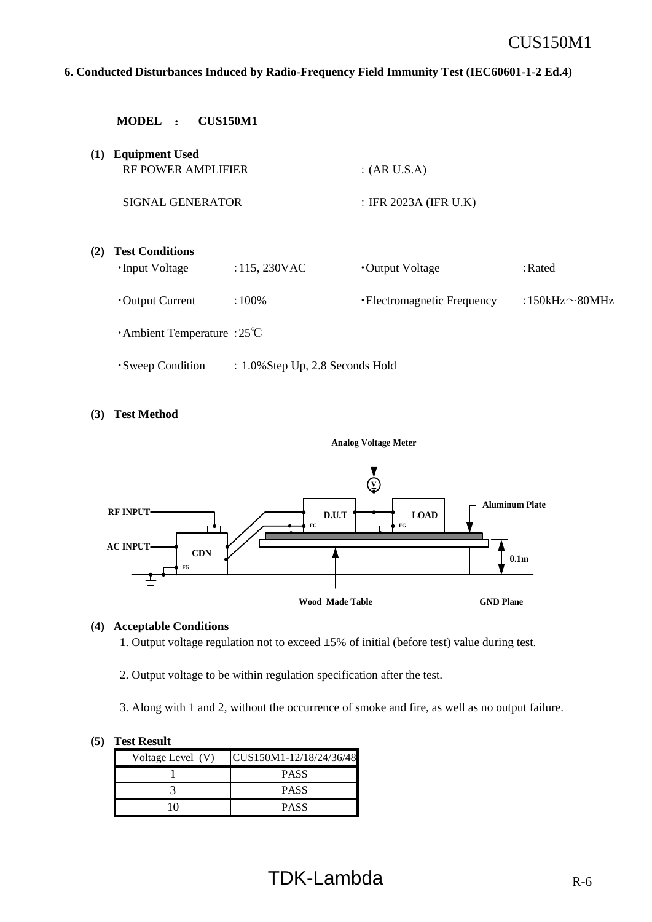## 6. Conducted Disturbances Induced by Radio-Frequency Field Immunity Test (IEC60601-1-2 Ed.4)

**MODEL ： CUS150M1**

**(1) Equipment Used**

RF POWER AMPLIFIER : (AR U.S.A)

SIGNAL GENERATOR : IFR 2023A (IFR U.K)

**(2) Test Conditions**

- ・Input Voltage : 115, 230VAC
- ・Output Voltage : Rated
- ・Output Current : 100%
- ・Electromagnetic Frequency : 150kHz～80MHz
- ・Ambient Temperature : 25℃
- ・Sweep Condition : 1.0%Step Up, 2.8 Seconds Hold

**(3) Test Method**

Analog Voltage Meter

RF INPUT

AC INPUT

CDN

FG

D.U.T

FG

LOAD

FG

Aluminum Plate

0.1m

Wood Made Table

GND Plane

**(4) Acceptable Conditions**

1. Output voltage regulation not to exceed ±5% of initial (before test) value during test.
2. Output voltage to be within regulation specification after the test.
3. Along with 1 and 2, without the occurrence of smoke and fire, as well as no output failure.

**(5) Test Result**

| Voltage Level (V) | CUS150M1-12/18/24/36/48 |
|---|---|
| 1 | PASS |
| 3 | PASS |
| 10 | PASS |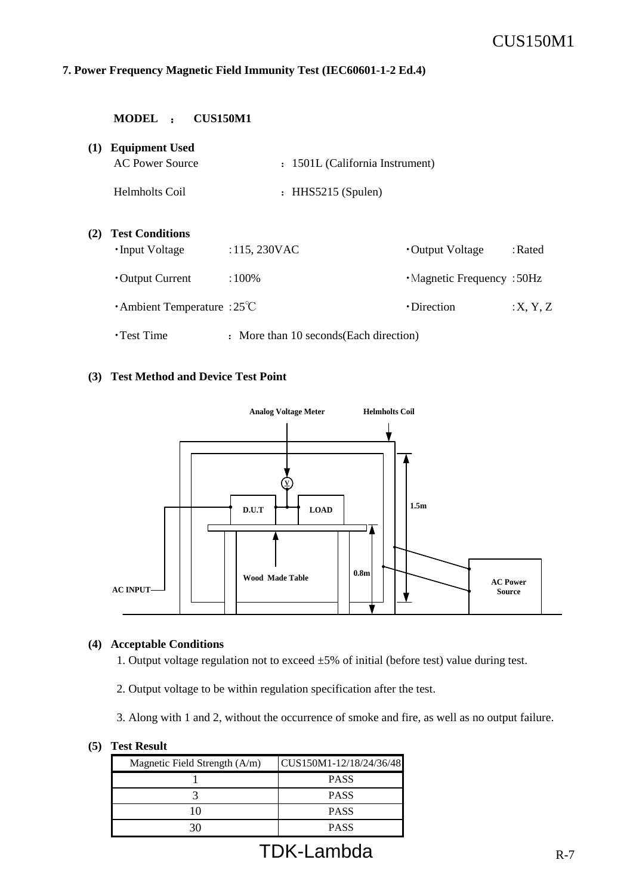## 7. Power Frequency Magnetic Field Immunity Test (IEC60601-1-2 Ed.4)

**MODEL ： CUS150M1**

**(1) Equipment Used**

AC Power Source ： 1501L (California Instrument)

Helmholts Coil ： HHS5215 (Spulen)

**(2) Test Conditions**

- ・Input Voltage ：115, 230VAC
- ・Output Voltage ：Rated
- ・Output Current ：100%
- ・Magnetic Frequency ：50Hz
- ・Ambient Temperature ：25℃
- ・Direction ：X, Y, Z
- ・Test Time ： More than 10 seconds(Each direction)

**(3) Test Method and Device Test Point**

Analog Voltage Meter, Helmholts Coil, V, D.U.T, LOAD, 1.5m, Wood Made Table, 0.8m, AC INPUT, AC Power Source

**(4) Acceptable Conditions**

1. Output voltage regulation not to exceed ±5% of initial (before test) value during test.
2. Output voltage to be within regulation specification after the test.
3. Along with 1 and 2, without the occurrence of smoke and fire, as well as no output failure.

**(5) Test Result**

| Magnetic Field Strength (A/m) | CUS150M1-12/18/24/36/48 |
|---|---|
| 1 | PASS |
| 3 | PASS |
| 10 | PASS |
| 30 | PASS |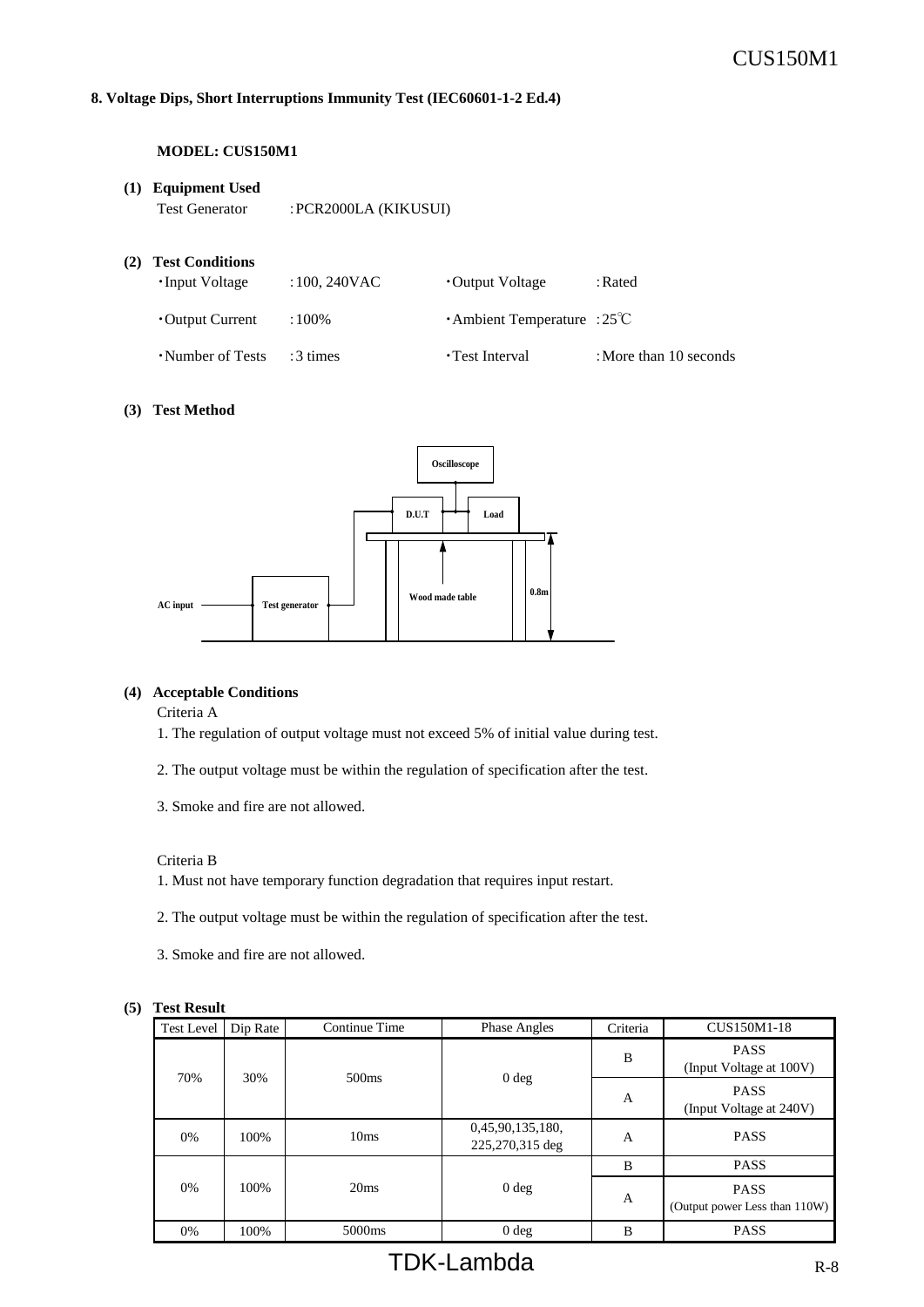## 8. Voltage Dips, Short Interruptions Immunity Test (IEC60601-1-2 Ed.4)

**MODEL: CUS150M1**

**(1) Equipment Used**

Test Generator : PCR2000LA (KIKUSUI)

**(2) Test Conditions**

| | | | |
|---|---|---|---|
| ・Input Voltage | : 100, 240VAC | ・Output Voltage | : Rated |
| ・Output Current | : 100% | ・Ambient Temperature | : 25℃ |
| ・Number of Tests | : 3 times | ・Test Interval | : More than 10 seconds |

**(3) Test Method**

Oscilloscope
D.U.T
Load
AC input
Test generator
Wood made table
0.8m

**(4) Acceptable Conditions**

Criteria A

1. The regulation of output voltage must not exceed 5% of initial value during test.
2. The output voltage must be within the regulation of specification after the test.
3. Smoke and fire are not allowed.

Criteria B

1. Must not have temporary function degradation that requires input restart.
2. The output voltage must be within the regulation of specification after the test.
3. Smoke and fire are not allowed.

**(5) Test Result**

| Test Level | Dip Rate | Continue Time | Phase Angles | Criteria | CUS150M1-18 |
|---|---|---|---|---|---|
| 70% | 30% | 500ms | 0 deg | B | PASS (Input Voltage at 100V) |
| | | | | A | PASS (Input Voltage at 240V) |
| 0% | 100% | 10ms | 0,45,90,135,180, 225,270,315 deg | A | PASS |
| 0% | 100% | 20ms | 0 deg | B | PASS |
| | | | | A | PASS (Output power Less than 110W) |
| 0% | 100% | 5000ms | 0 deg | B | PASS |